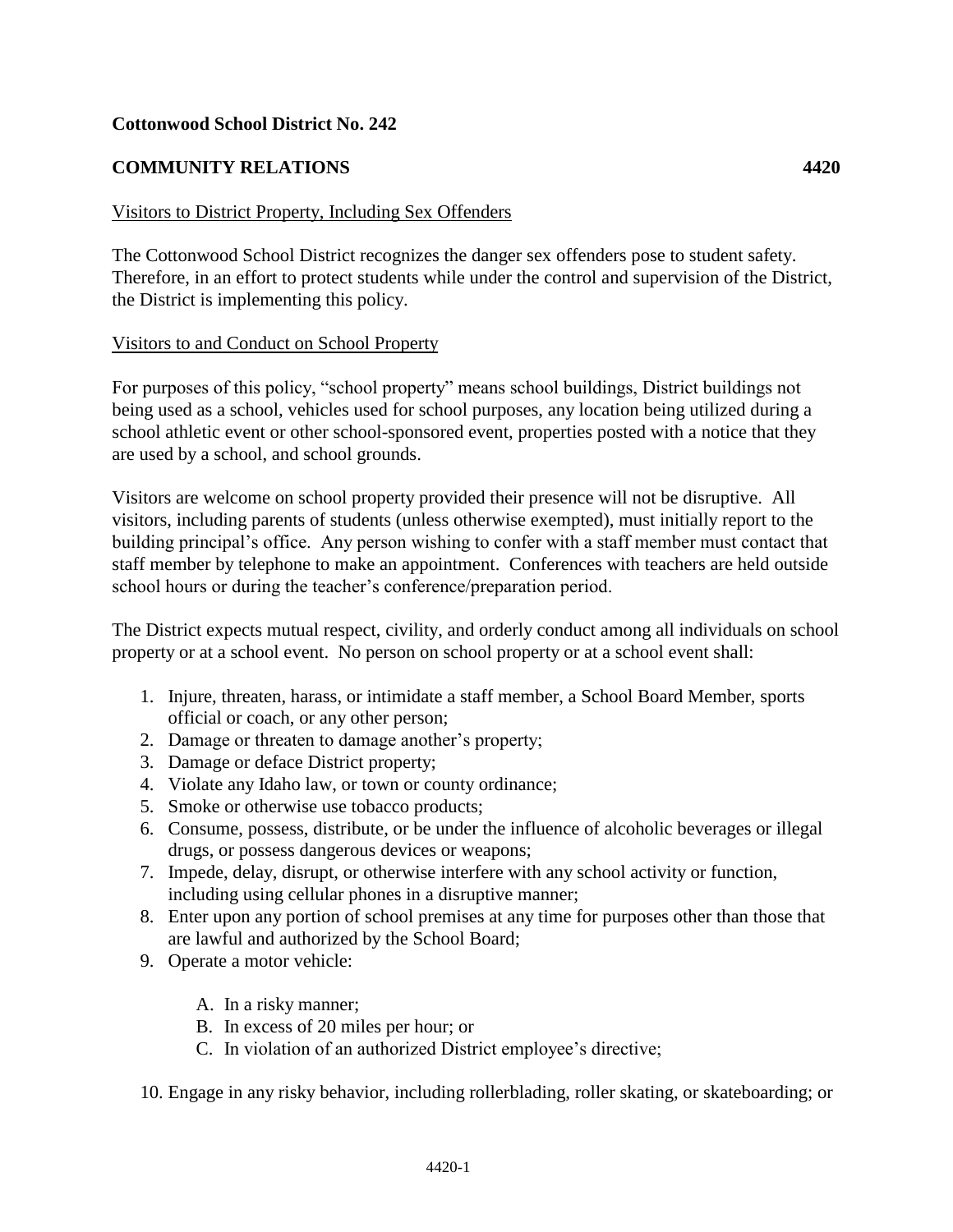**Cottonwood School District No. 242**

**COMMUNITY RELATIONS** **4420**

Visitors to District Property, Including Sex Offenders

The Cottonwood School District recognizes the danger sex offenders pose to student safety. Therefore, in an effort to protect students while under the control and supervision of the District, the District is implementing this policy.

Visitors to and Conduct on School Property

For purposes of this policy, "school property" means school buildings, District buildings not being used as a school, vehicles used for school purposes, any location being utilized during a school athletic event or other school-sponsored event, properties posted with a notice that they are used by a school, and school grounds.

Visitors are welcome on school property provided their presence will not be disruptive. All visitors, including parents of students (unless otherwise exempted), must initially report to the building principal's office. Any person wishing to confer with a staff member must contact that staff member by telephone to make an appointment. Conferences with teachers are held outside school hours or during the teacher's conference/preparation period.

The District expects mutual respect, civility, and orderly conduct among all individuals on school property or at a school event. No person on school property or at a school event shall:

1. Injure, threaten, harass, or intimidate a staff member, a School Board Member, sports official or coach, or any other person;
2. Damage or threaten to damage another's property;
3. Damage or deface District property;
4. Violate any Idaho law, or town or county ordinance;
5. Smoke or otherwise use tobacco products;
6. Consume, possess, distribute, or be under the influence of alcoholic beverages or illegal drugs, or possess dangerous devices or weapons;
7. Impede, delay, disrupt, or otherwise interfere with any school activity or function, including using cellular phones in a disruptive manner;
8. Enter upon any portion of school premises at any time for purposes other than those that are lawful and authorized by the School Board;
9. Operate a motor vehicle:

   A. In a risky manner;
   B. In excess of 20 miles per hour; or
   C. In violation of an authorized District employee's directive;

10. Engage in any risky behavior, including rollerblading, roller skating, or skateboarding; or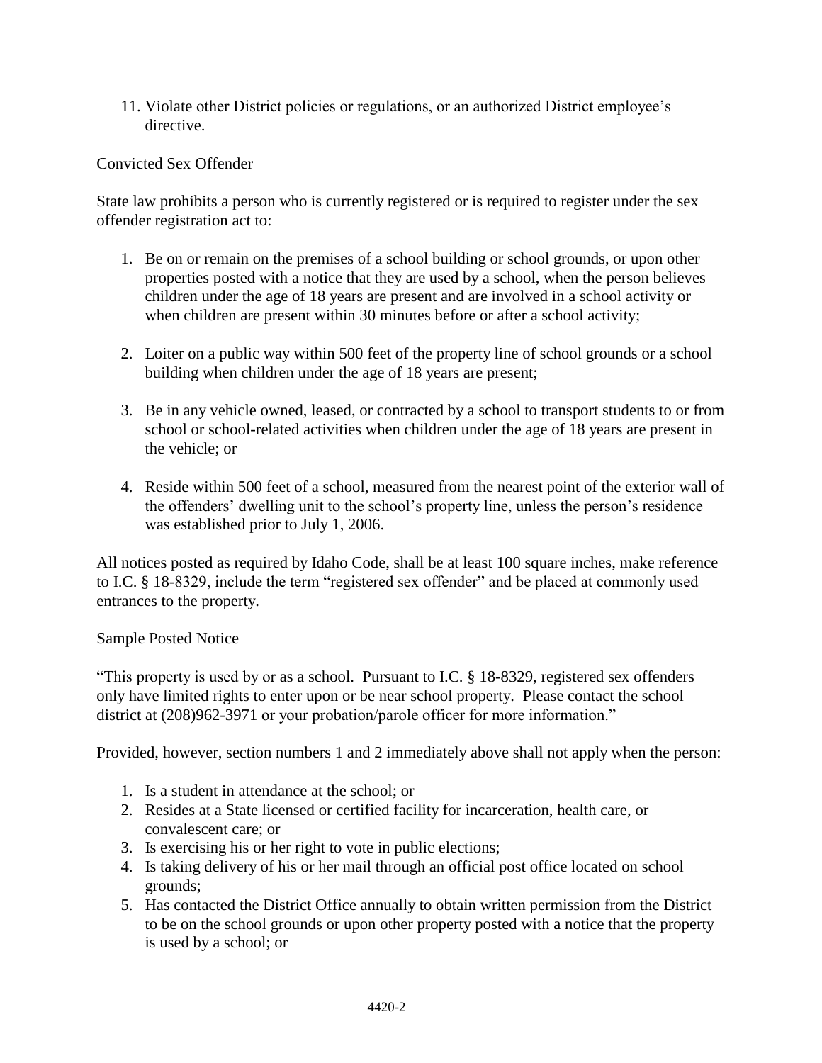11. Violate other District policies or regulations, or an authorized District employee's directive.

Convicted Sex Offender

State law prohibits a person who is currently registered or is required to register under the sex offender registration act to:

1. Be on or remain on the premises of a school building or school grounds, or upon other properties posted with a notice that they are used by a school, when the person believes children under the age of 18 years are present and are involved in a school activity or when children are present within 30 minutes before or after a school activity;

2. Loiter on a public way within 500 feet of the property line of school grounds or a school building when children under the age of 18 years are present;

3. Be in any vehicle owned, leased, or contracted by a school to transport students to or from school or school-related activities when children under the age of 18 years are present in the vehicle; or

4. Reside within 500 feet of a school, measured from the nearest point of the exterior wall of the offenders' dwelling unit to the school's property line, unless the person's residence was established prior to July 1, 2006.

All notices posted as required by Idaho Code, shall be at least 100 square inches, make reference to I.C. § 18-8329, include the term "registered sex offender" and be placed at commonly used entrances to the property.

Sample Posted Notice

"This property is used by or as a school. Pursuant to I.C. § 18-8329, registered sex offenders only have limited rights to enter upon or be near school property. Please contact the school district at (208)962-3971 or your probation/parole officer for more information."

Provided, however, section numbers 1 and 2 immediately above shall not apply when the person:

1. Is a student in attendance at the school; or
2. Resides at a State licensed or certified facility for incarceration, health care, or convalescent care; or
3. Is exercising his or her right to vote in public elections;
4. Is taking delivery of his or her mail through an official post office located on school grounds;
5. Has contacted the District Office annually to obtain written permission from the District to be on the school grounds or upon other property posted with a notice that the property is used by a school; or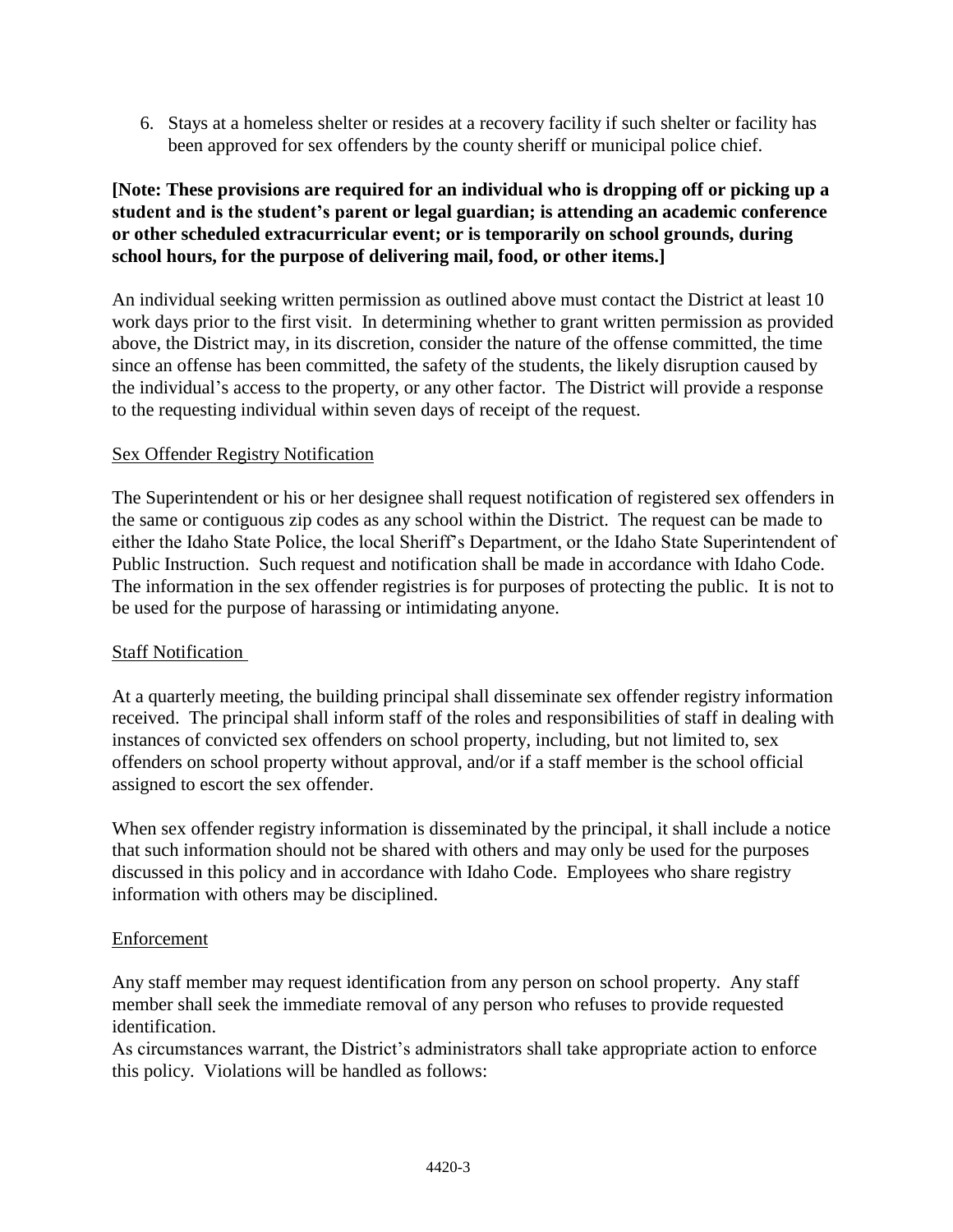6. Stays at a homeless shelter or resides at a recovery facility if such shelter or facility has been approved for sex offenders by the county sheriff or municipal police chief.

**[Note: These provisions are required for an individual who is dropping off or picking up a student and is the student's parent or legal guardian; is attending an academic conference or other scheduled extracurricular event; or is temporarily on school grounds, during school hours, for the purpose of delivering mail, food, or other items.]**

An individual seeking written permission as outlined above must contact the District at least 10 work days prior to the first visit. In determining whether to grant written permission as provided above, the District may, in its discretion, consider the nature of the offense committed, the time since an offense has been committed, the safety of the students, the likely disruption caused by the individual's access to the property, or any other factor. The District will provide a response to the requesting individual within seven days of receipt of the request.

<u>Sex Offender Registry Notification</u>

The Superintendent or his or her designee shall request notification of registered sex offenders in the same or contiguous zip codes as any school within the District. The request can be made to either the Idaho State Police, the local Sheriff's Department, or the Idaho State Superintendent of Public Instruction. Such request and notification shall be made in accordance with Idaho Code. The information in the sex offender registries is for purposes of protecting the public. It is not to be used for the purpose of harassing or intimidating anyone.

<u>Staff Notification</u>

At a quarterly meeting, the building principal shall disseminate sex offender registry information received. The principal shall inform staff of the roles and responsibilities of staff in dealing with instances of convicted sex offenders on school property, including, but not limited to, sex offenders on school property without approval, and/or if a staff member is the school official assigned to escort the sex offender.

When sex offender registry information is disseminated by the principal, it shall include a notice that such information should not be shared with others and may only be used for the purposes discussed in this policy and in accordance with Idaho Code. Employees who share registry information with others may be disciplined.

<u>Enforcement</u>

Any staff member may request identification from any person on school property. Any staff member shall seek the immediate removal of any person who refuses to provide requested identification.

As circumstances warrant, the District's administrators shall take appropriate action to enforce this policy. Violations will be handled as follows: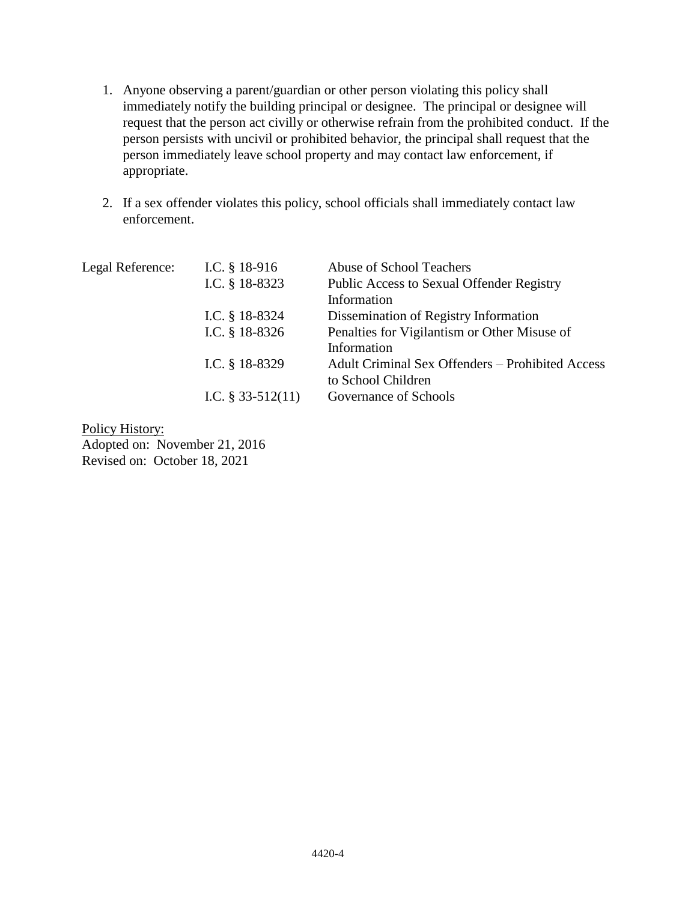1. Anyone observing a parent/guardian or other person violating this policy shall immediately notify the building principal or designee. The principal or designee will request that the person act civilly or otherwise refrain from the prohibited conduct. If the person persists with uncivil or prohibited behavior, the principal shall request that the person immediately leave school property and may contact law enforcement, if appropriate.

2. If a sex offender violates this policy, school officials shall immediately contact law enforcement.

| | | |
|---|---|---|
| Legal Reference: | I.C. § 18-916 | Abuse of School Teachers |
| | I.C. § 18-8323 | Public Access to Sexual Offender Registry Information |
| | I.C. § 18-8324 | Dissemination of Registry Information |
| | I.C. § 18-8326 | Penalties for Vigilantism or Other Misuse of Information |
| | I.C. § 18-8329 | Adult Criminal Sex Offenders – Prohibited Access to School Children |
| | I.C. § 33-512(11) | Governance of Schools |

Policy History:
Adopted on: November 21, 2016
Revised on: October 18, 2021